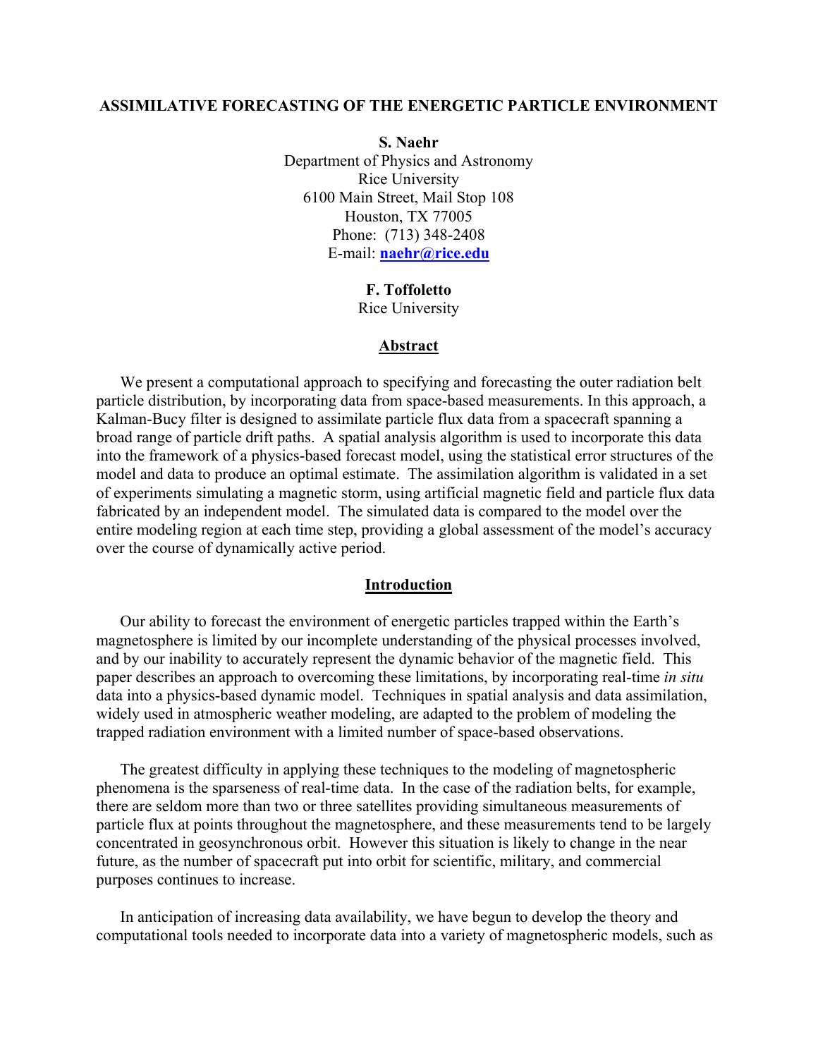# ASSIMILATIVE FORECASTING OF THE ENERGETIC PARTICLE ENVIRONMENT

**S. Naehr**
Department of Physics and Astronomy
Rice University
6100 Main Street, Mail Stop 108
Houston, TX 77005
Phone: (713) 348-2408
E-mail: **naehr@rice.edu**

**F. Toffoletto**
Rice University

## Abstract

We present a computational approach to specifying and forecasting the outer radiation belt particle distribution, by incorporating data from space-based measurements. In this approach, a Kalman-Bucy filter is designed to assimilate particle flux data from a spacecraft spanning a broad range of particle drift paths. A spatial analysis algorithm is used to incorporate this data into the framework of a physics-based forecast model, using the statistical error structures of the model and data to produce an optimal estimate. The assimilation algorithm is validated in a set of experiments simulating a magnetic storm, using artificial magnetic field and particle flux data fabricated by an independent model. The simulated data is compared to the model over the entire modeling region at each time step, providing a global assessment of the model's accuracy over the course of dynamically active period.

## Introduction

Our ability to forecast the environment of energetic particles trapped within the Earth's magnetosphere is limited by our incomplete understanding of the physical processes involved, and by our inability to accurately represent the dynamic behavior of the magnetic field. This paper describes an approach to overcoming these limitations, by incorporating real-time *in situ* data into a physics-based dynamic model. Techniques in spatial analysis and data assimilation, widely used in atmospheric weather modeling, are adapted to the problem of modeling the trapped radiation environment with a limited number of space-based observations.

The greatest difficulty in applying these techniques to the modeling of magnetospheric phenomena is the sparseness of real-time data. In the case of the radiation belts, for example, there are seldom more than two or three satellites providing simultaneous measurements of particle flux at points throughout the magnetosphere, and these measurements tend to be largely concentrated in geosynchronous orbit. However this situation is likely to change in the near future, as the number of spacecraft put into orbit for scientific, military, and commercial purposes continues to increase.

In anticipation of increasing data availability, we have begun to develop the theory and computational tools needed to incorporate data into a variety of magnetospheric models, such as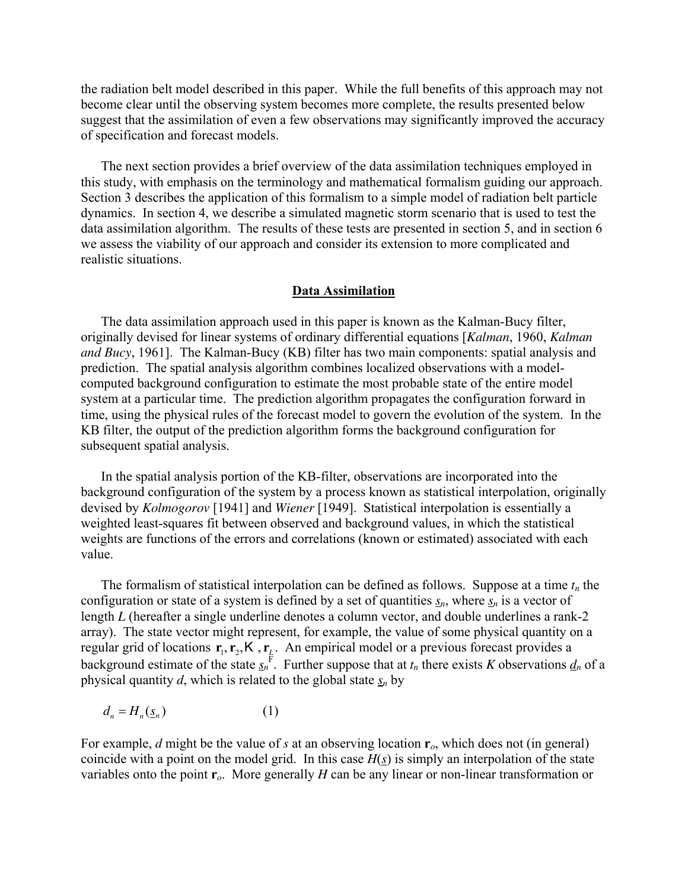the radiation belt model described in this paper. While the full benefits of this approach may not become clear until the observing system becomes more complete, the results presented below suggest that the assimilation of even a few observations may significantly improved the accuracy of specification and forecast models.

The next section provides a brief overview of the data assimilation techniques employed in this study, with emphasis on the terminology and mathematical formalism guiding our approach. Section 3 describes the application of this formalism to a simple model of radiation belt particle dynamics. In section 4, we describe a simulated magnetic storm scenario that is used to test the data assimilation algorithm. The results of these tests are presented in section 5, and in section 6 we assess the viability of our approach and consider its extension to more complicated and realistic situations.

## Data Assimilation

The data assimilation approach used in this paper is known as the Kalman-Bucy filter, originally devised for linear systems of ordinary differential equations [*Kalman*, 1960, *Kalman and Bucy*, 1961]. The Kalman-Bucy (KB) filter has two main components: spatial analysis and prediction. The spatial analysis algorithm combines localized observations with a model-computed background configuration to estimate the most probable state of the entire model system at a particular time. The prediction algorithm propagates the configuration forward in time, using the physical rules of the forecast model to govern the evolution of the system. In the KB filter, the output of the prediction algorithm forms the background configuration for subsequent spatial analysis.

In the spatial analysis portion of the KB-filter, observations are incorporated into the background configuration of the system by a process known as statistical interpolation, originally devised by *Kolmogorov* [1941] and *Wiener* [1949]. Statistical interpolation is essentially a weighted least-squares fit between observed and background values, in which the statistical weights are functions of the errors and correlations (known or estimated) associated with each value.

The formalism of statistical interpolation can be defined as follows. Suppose at a time $t_n$ the configuration or state of a system is defined by a set of quantities $\underline{s}_n$, where $\underline{s}_n$ is a vector of length $L$ (hereafter a single underline denotes a column vector, and double underlines a rank-2 array). The state vector might represent, for example, the value of some physical quantity on a regular grid of locations $\mathbf{r}_1, \mathbf{r}_2, \ldots, \mathbf{r}_L$. An empirical model or a previous forecast provides a background estimate of the state $\underline{s}_n^{\mathrm{F}}$. Further suppose that at $t_n$ there exists $K$ observations $\underline{d}_n$ of a physical quantity $d$, which is related to the global state $\underline{s}_n$ by

$$d_n = H_n(\underline{s}_n) \qquad (1)$$

For example, $d$ might be the value of $s$ at an observing location $\mathbf{r}_o$, which does not (in general) coincide with a point on the model grid. In this case $H(\underline{s})$ is simply an interpolation of the state variables onto the point $\mathbf{r}_o$. More generally $H$ can be any linear or non-linear transformation or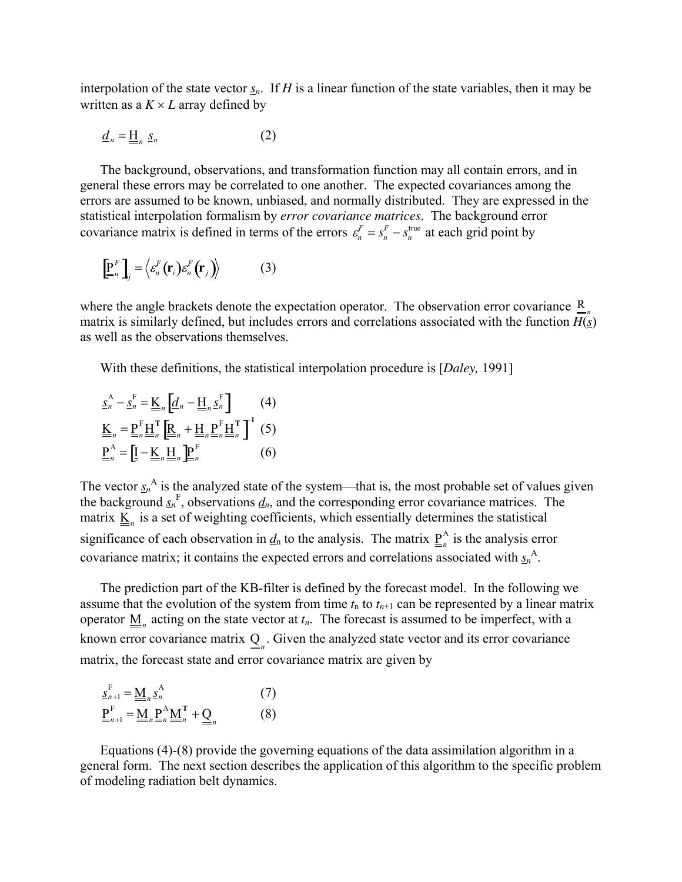interpolation of the state vector $\underline{s}_n$. If $H$ is a linear function of the state variables, then it may be written as a $K \times L$ array defined by

$$\underline{d}_n = \underline{\underline{\mathrm{H}}}_n \, \underline{s}_n \qquad (2)$$

The background, observations, and transformation function may all contain errors, and in general these errors may be correlated to one another. The expected covariances among the errors are assumed to be known, unbiased, and normally distributed. They are expressed in the statistical interpolation formalism by *error covariance matrices*. The background error covariance matrix is defined in terms of the errors $\varepsilon_n^F = s_n^F - s_n^{\mathrm{true}}$ at each grid point by

$$\left[\underline{\underline{\mathrm{P}}}_n^F\right]_{ij} = \left\langle \varepsilon_n^F(\mathbf{r}_i)\varepsilon_n^F(\mathbf{r}_j)\right\rangle \qquad (3)$$

where the angle brackets denote the expectation operator. The observation error covariance $\underline{\underline{\mathrm{R}}}_n$ matrix is similarly defined, but includes errors and correlations associated with the function $H(\underline{s})$ as well as the observations themselves.

With these definitions, the statistical interpolation procedure is [*Daley,* 1991]

$$\underline{s}_n^{\mathrm{A}} - \underline{s}_n^{\mathrm{F}} = \underline{\underline{\mathrm{K}}}_n \left[\underline{d}_n - \underline{\underline{\mathrm{H}}}_n \underline{s}_n^{\mathrm{F}}\right] \qquad (4)$$

$$\underline{\underline{\mathrm{K}}}_n = \underline{\underline{\mathrm{P}}}_n^{\mathrm{F}} \underline{\underline{\mathrm{H}}}_n^{\mathbf{T}} \left[\underline{\underline{\mathrm{R}}}_n + \underline{\underline{\mathrm{H}}}_n \underline{\underline{\mathrm{P}}}_n^{\mathrm{F}} \underline{\underline{\mathrm{H}}}_n^{\mathbf{T}}\right]^{-1} \qquad (5)$$

$$\underline{\underline{\mathrm{P}}}_n^{\mathrm{A}} = \left[\underline{\underline{\mathrm{I}}} - \underline{\underline{\mathrm{K}}}_n \underline{\underline{\mathrm{H}}}_n\right] \underline{\underline{\mathrm{P}}}_n^{\mathrm{F}} \qquad (6)$$

The vector $\underline{s}_n^{\mathrm{A}}$ is the analyzed state of the system—that is, the most probable set of values given the background $\underline{s}_n^{\mathrm{F}}$, observations $\underline{d}_n$, and the corresponding error covariance matrices. The matrix $\underline{\underline{\mathrm{K}}}_n$ is a set of weighting coefficients, which essentially determines the statistical significance of each observation in $\underline{d}_n$ to the analysis. The matrix $\underline{\underline{\mathrm{P}}}_n^{\mathrm{A}}$ is the analysis error covariance matrix; it contains the expected errors and correlations associated with $\underline{s}_n^{\mathrm{A}}$.

The prediction part of the KB-filter is defined by the forecast model. In the following we assume that the evolution of the system from time $t_n$ to $t_{n+1}$ can be represented by a linear matrix operator $\underline{\underline{\mathrm{M}}}_n$ acting on the state vector at $t_n$. The forecast is assumed to be imperfect, with a known error covariance matrix $\underline{\underline{\mathrm{Q}}}_n$. Given the analyzed state vector and its error covariance matrix, the forecast state and error covariance matrix are given by

$$\underline{s}_{n+1}^{\mathrm{F}} = \underline{\underline{\mathrm{M}}}_n \underline{s}_n^{\mathrm{A}} \qquad (7)$$

$$\underline{\underline{\mathrm{P}}}_{n+1}^{\mathrm{F}} = \underline{\underline{\mathrm{M}}}_n \underline{\underline{\mathrm{P}}}_n^{\mathrm{A}} \underline{\underline{\mathrm{M}}}_n^{\mathbf{T}} + \underline{\underline{\mathrm{Q}}}_n \qquad (8)$$

Equations (4)-(8) provide the governing equations of the data assimilation algorithm in a general form. The next section describes the application of this algorithm to the specific problem of modeling radiation belt dynamics.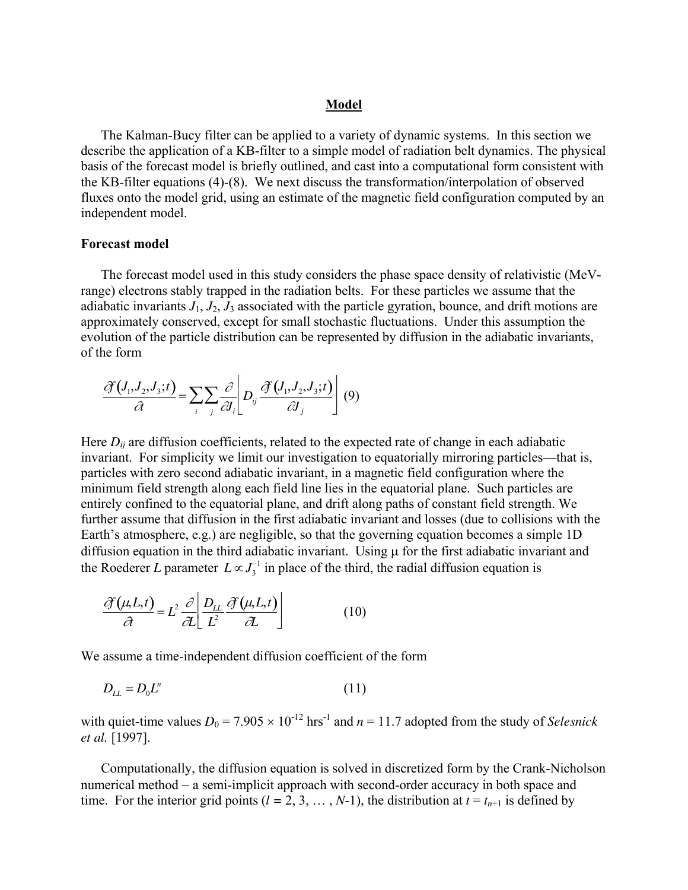## Model

The Kalman-Bucy filter can be applied to a variety of dynamic systems. In this section we describe the application of a KB-filter to a simple model of radiation belt dynamics. The physical basis of the forecast model is briefly outlined, and cast into a computational form consistent with the KB-filter equations (4)-(8). We next discuss the transformation/interpolation of observed fluxes onto the model grid, using an estimate of the magnetic field configuration computed by an independent model.

### Forecast model

The forecast model used in this study considers the phase space density of relativistic (MeV-range) electrons stably trapped in the radiation belts. For these particles we assume that the adiabatic invariants $J_1$, $J_2$, $J_3$ associated with the particle gyration, bounce, and drift motions are approximately conserved, except for small stochastic fluctuations. Under this assumption the evolution of the particle distribution can be represented by diffusion in the adiabatic invariants, of the form

$$\frac{\partial f(J_1,J_2,J_3;t)}{\partial t} = \sum_i \sum_j \frac{\partial}{\partial J_i}\left[ D_{ij} \frac{\partial f(J_1,J_2,J_3;t)}{\partial J_j} \right] \quad (9)$$

Here $D_{ij}$ are diffusion coefficients, related to the expected rate of change in each adiabatic invariant. For simplicity we limit our investigation to equatorially mirroring particles—that is, particles with zero second adiabatic invariant, in a magnetic field configuration where the minimum field strength along each field line lies in the equatorial plane. Such particles are entirely confined to the equatorial plane, and drift along paths of constant field strength. We further assume that diffusion in the first adiabatic invariant and losses (due to collisions with the Earth's atmosphere, e.g.) are negligible, so that the governing equation becomes a simple 1D diffusion equation in the third adiabatic invariant. Using $\mu$ for the first adiabatic invariant and the Roederer $L$ parameter $L \propto J_3^{-1}$ in place of the third, the radial diffusion equation is

$$\frac{\partial f(\mu,L,t)}{\partial t} = L^2 \frac{\partial}{\partial L}\left[ \frac{D_{LL}}{L^2} \frac{\partial f(\mu,L,t)}{\partial L} \right] \quad (10)$$

We assume a time-independent diffusion coefficient of the form

$$D_{LL} = D_0 L^n \quad (11)$$

with quiet-time values $D_0 = 7.905 \times 10^{-12}$ hrs$^{-1}$ and $n = 11.7$ adopted from the study of *Selesnick et al.* [1997].

Computationally, the diffusion equation is solved in discretized form by the Crank-Nicholson numerical method – a semi-implicit approach with second-order accuracy in both space and time. For the interior grid points ($l = 2, 3, \ldots, N$-1), the distribution at $t = t_{n+1}$ is defined by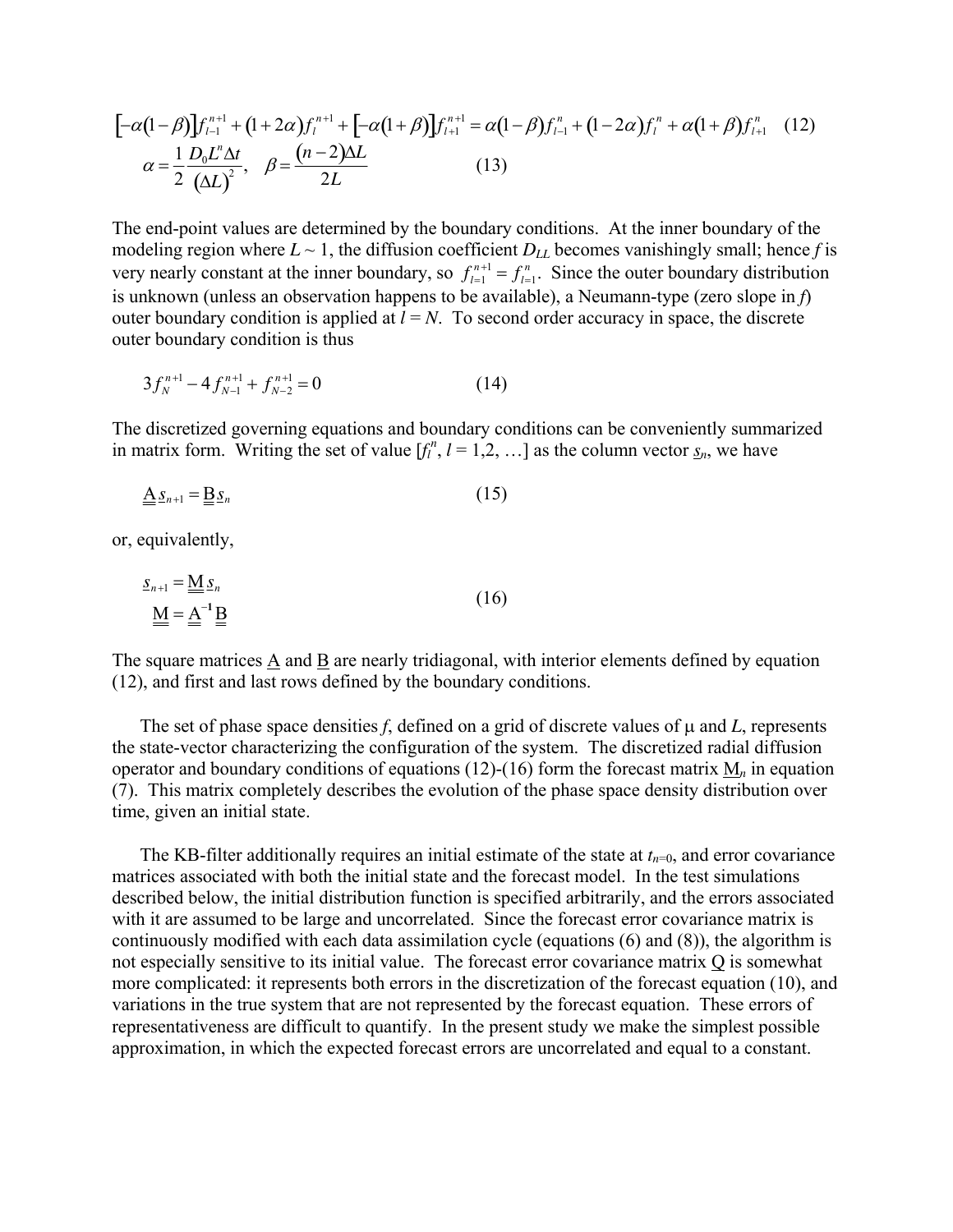$$\left[-\alpha(1-\beta)\right]f_{l-1}^{n+1} + (1+2\alpha)f_l^{n+1} + \left[-\alpha(1+\beta)\right]f_{l+1}^{n+1} = \alpha(1-\beta)f_{l-1}^{n} + (1-2\alpha)f_l^{n} + \alpha(1+\beta)f_{l+1}^{n} \quad (12)$$

$$\alpha = \frac{1}{2}\frac{D_0 L^n \Delta t}{(\Delta L)^2}, \quad \beta = \frac{(n-2)\Delta L}{2L} \quad (13)$$

The end-point values are determined by the boundary conditions. At the inner boundary of the modeling region where $L \sim 1$, the diffusion coefficient $D_{LL}$ becomes vanishingly small; hence $f$ is very nearly constant at the inner boundary, so $f_{l=1}^{n+1} = f_{l=1}^{n}$. Since the outer boundary distribution is unknown (unless an observation happens to be available), a Neumann-type (zero slope in $f$) outer boundary condition is applied at $l = N$. To second order accuracy in space, the discrete outer boundary condition is thus

$$3f_N^{n+1} - 4f_{N-1}^{n+1} + f_{N-2}^{n+1} = 0 \quad (14)$$

The discretized governing equations and boundary conditions can be conveniently summarized in matrix form. Writing the set of value [$f_l^n$, $l$ = 1,2, …] as the column vector $\underline{s}_n$, we have

$$\underline{\underline{A}}\,\underline{s}_{n+1} = \underline{\underline{B}}\,\underline{s}_n \quad (15)$$

or, equivalently,

$$\underline{s}_{n+1} = \underline{\underline{M}}\,\underline{s}_n, \quad \underline{\underline{M}} = \underline{\underline{A}}^{-1}\underline{\underline{B}} \quad (16)$$

The square matrices $\underline{A}$ and $\underline{B}$ are nearly tridiagonal, with interior elements defined by equation (12), and first and last rows defined by the boundary conditions.

The set of phase space densities $f$, defined on a grid of discrete values of μ and $L$, represents the state-vector characterizing the configuration of the system. The discretized radial diffusion operator and boundary conditions of equations (12)-(16) form the forecast matrix $\underline{M}_n$ in equation (7). This matrix completely describes the evolution of the phase space density distribution over time, given an initial state.

The KB-filter additionally requires an initial estimate of the state at $t_{n=0}$, and error covariance matrices associated with both the initial state and the forecast model. In the test simulations described below, the initial distribution function is specified arbitrarily, and the errors associated with it are assumed to be large and uncorrelated. Since the forecast error covariance matrix is continuously modified with each data assimilation cycle (equations (6) and (8)), the algorithm is not especially sensitive to its initial value. The forecast error covariance matrix $\underline{Q}$ is somewhat more complicated: it represents both errors in the discretization of the forecast equation (10), and variations in the true system that are not represented by the forecast equation. These errors of representativeness are difficult to quantify. In the present study we make the simplest possible approximation, in which the expected forecast errors are uncorrelated and equal to a constant.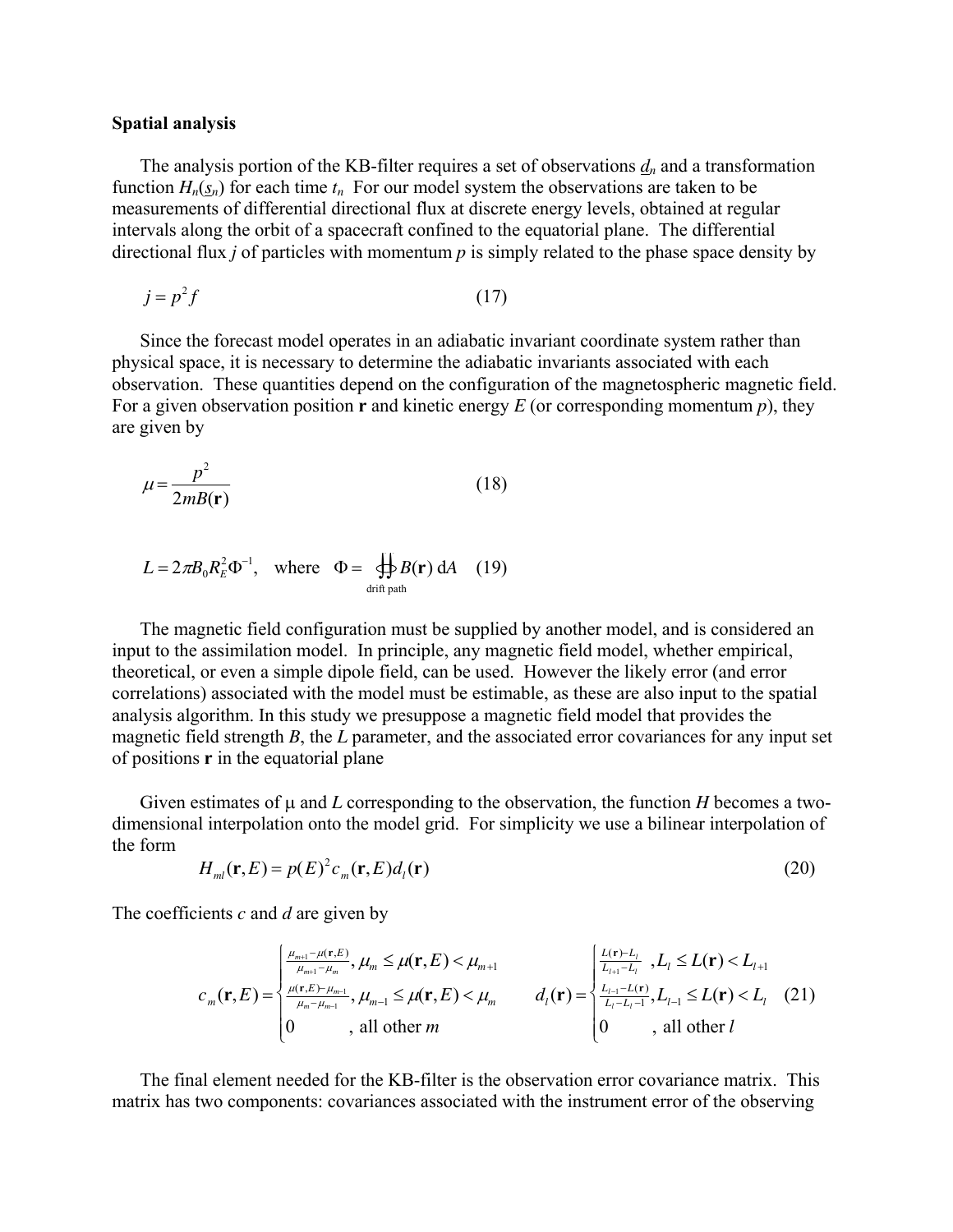**Spatial analysis**

The analysis portion of the KB-filter requires a set of observations $\underline{d}_n$ and a transformation function $H_n(\underline{s}_n)$ for each time $t_n$ For our model system the observations are taken to be measurements of differential directional flux at discrete energy levels, obtained at regular intervals along the orbit of a spacecraft confined to the equatorial plane. The differential directional flux $j$ of particles with momentum $p$ is simply related to the phase space density by

$$j = p^2 f \tag{17}$$

Since the forecast model operates in an adiabatic invariant coordinate system rather than physical space, it is necessary to determine the adiabatic invariants associated with each observation. These quantities depend on the configuration of the magnetospheric magnetic field. For a given observation position **r** and kinetic energy $E$ (or corresponding momentum $p$), they are given by

$$\mu = \frac{p^2}{2mB(\mathbf{r})} \tag{18}$$

$$L = 2\pi B_0 R_E^2 \Phi^{-1}, \quad \text{where} \quad \Phi = \oint\!\!\oint_{\text{drift path}} B(\mathbf{r})\,\mathrm{d}A \tag{19}$$

The magnetic field configuration must be supplied by another model, and is considered an input to the assimilation model. In principle, any magnetic field model, whether empirical, theoretical, or even a simple dipole field, can be used. However the likely error (and error correlations) associated with the model must be estimable, as these are also input to the spatial analysis algorithm. In this study we presuppose a magnetic field model that provides the magnetic field strength $B$, the $L$ parameter, and the associated error covariances for any input set of positions **r** in the equatorial plane

Given estimates of μ and $L$ corresponding to the observation, the function $H$ becomes a two-dimensional interpolation onto the model grid. For simplicity we use a bilinear interpolation of the form

$$H_{ml}(\mathbf{r}, E) = p(E)^2 c_m(\mathbf{r}, E) d_l(\mathbf{r}) \tag{20}$$

The coefficients $c$ and $d$ are given by

$$c_m(\mathbf{r},E) = \begin{cases} \frac{\mu_{m+1} - \mu(\mathbf{r},E)}{\mu_{m+1} - \mu_m}, & \mu_m \le \mu(\mathbf{r},E) < \mu_{m+1} \\ \frac{\mu(\mathbf{r},E) - \mu_{m-1}}{\mu_m - \mu_{m-1}}, & \mu_{m-1} \le \mu(\mathbf{r},E) < \mu_m \\ 0 & \text{, all other } m \end{cases} \qquad d_l(\mathbf{r}) = \begin{cases} \frac{L(\mathbf{r}) - L_l}{L_{l+1} - L_l}, & L_l \le L(\mathbf{r}) < L_{l+1} \\ \frac{L_{l-1} - L(\mathbf{r})}{L_l - L_l - 1}, & L_{l-1} \le L(\mathbf{r}) < L_l \\ 0 & \text{, all other } l \end{cases} \tag{21}$$

The final element needed for the KB-filter is the observation error covariance matrix. This matrix has two components: covariances associated with the instrument error of the observing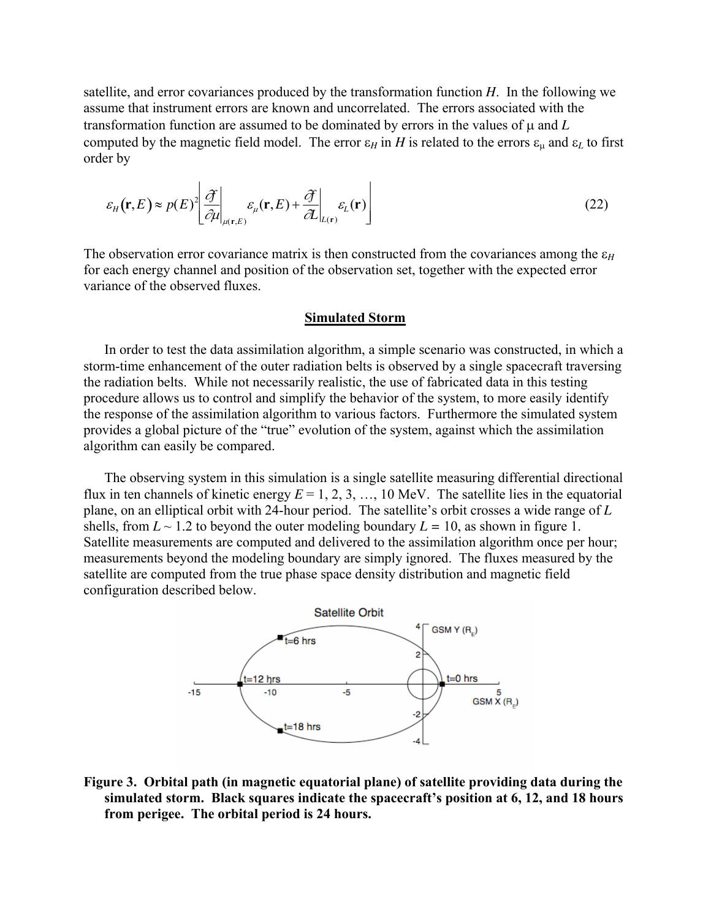satellite, and error covariances produced by the transformation function $H$. In the following we assume that instrument errors are known and uncorrelated. The errors associated with the transformation function are assumed to be dominated by errors in the values of $\mu$ and $L$ computed by the magnetic field model. The error $\varepsilon_H$ in $H$ is related to the errors $\varepsilon_\mu$ and $\varepsilon_L$ to first order by

$$\varepsilon_H(\mathbf{r},E) \approx p(E)^2 \left[ \left.\frac{\partial f}{\partial \mu}\right|_{\mu(\mathbf{r},E)} \varepsilon_\mu(\mathbf{r},E) + \left.\frac{\partial f}{\partial L}\right|_{L(\mathbf{r})} \varepsilon_L(\mathbf{r}) \right] \quad (22)$$

The observation error covariance matrix is then constructed from the covariances among the $\varepsilon_H$ for each energy channel and position of the observation set, together with the expected error variance of the observed fluxes.

## Simulated Storm

In order to test the data assimilation algorithm, a simple scenario was constructed, in which a storm-time enhancement of the outer radiation belts is observed by a single spacecraft traversing the radiation belts. While not necessarily realistic, the use of fabricated data in this testing procedure allows us to control and simplify the behavior of the system, to more easily identify the response of the assimilation algorithm to various factors. Furthermore the simulated system provides a global picture of the "true" evolution of the system, against which the assimilation algorithm can easily be compared.

The observing system in this simulation is a single satellite measuring differential directional flux in ten channels of kinetic energy $E$ = 1, 2, 3, …, 10 MeV. The satellite lies in the equatorial plane, on an elliptical orbit with 24-hour period. The satellite's orbit crosses a wide range of $L$ shells, from $L \sim 1.2$ to beyond the outer modeling boundary $L$ = 10, as shown in figure 1. Satellite measurements are computed and delivered to the assimilation algorithm once per hour; measurements beyond the modeling boundary are simply ignored. The fluxes measured by the satellite are computed from the true phase space density distribution and magnetic field configuration described below.

**Figure 3. Orbital path (in magnetic equatorial plane) of satellite providing data during the simulated storm. Black squares indicate the spacecraft's position at 6, 12, and 18 hours from perigee. The orbital period is 24 hours.**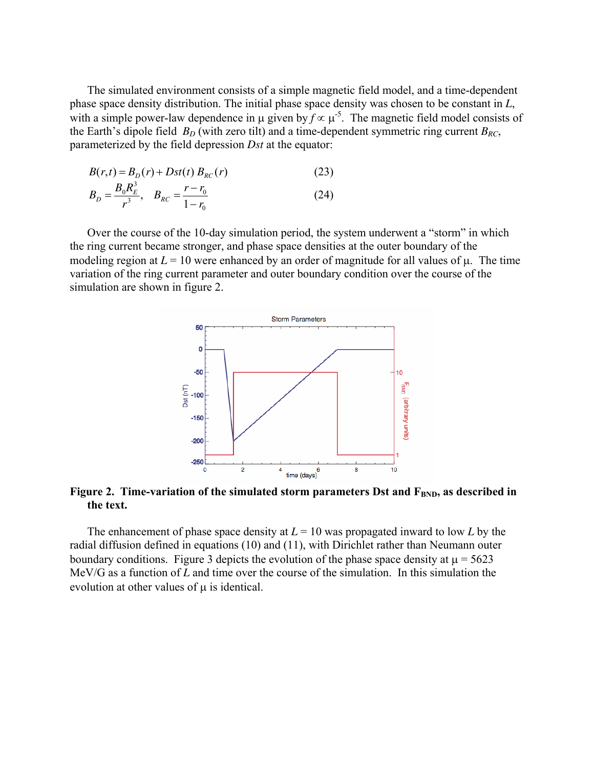The simulated environment consists of a simple magnetic field model, and a time-dependent phase space density distribution. The initial phase space density was chosen to be constant in $L$, with a simple power-law dependence in $\mu$ given by $f \propto \mu^{-5}$. The magnetic field model consists of the Earth's dipole field $B_D$ (with zero tilt) and a time-dependent symmetric ring current $B_{RC}$, parameterized by the field depression $Dst$ at the equator:

$$B(r,t) = B_D(r) + Dst(t)\, B_{RC}(r) \qquad (23)$$

$$B_D = \frac{B_0 R_E^3}{r^3}, \quad B_{RC} = \frac{r - r_0}{1 - r_0} \qquad (24)$$

Over the course of the 10-day simulation period, the system underwent a "storm" in which the ring current became stronger, and phase space densities at the outer boundary of the modeling region at $L = 10$ were enhanced by an order of magnitude for all values of $\mu$. The time variation of the ring current parameter and outer boundary condition over the course of the simulation are shown in figure 2.

**Figure 2. Time-variation of the simulated storm parameters Dst and $F_{BND}$, as described in the text.**

The enhancement of phase space density at $L = 10$ was propagated inward to low $L$ by the radial diffusion defined in equations (10) and (11), with Dirichlet rather than Neumann outer boundary conditions. Figure 3 depicts the evolution of the phase space density at $\mu = 5623$ MeV/G as a function of $L$ and time over the course of the simulation. In this simulation the evolution at other values of $\mu$ is identical.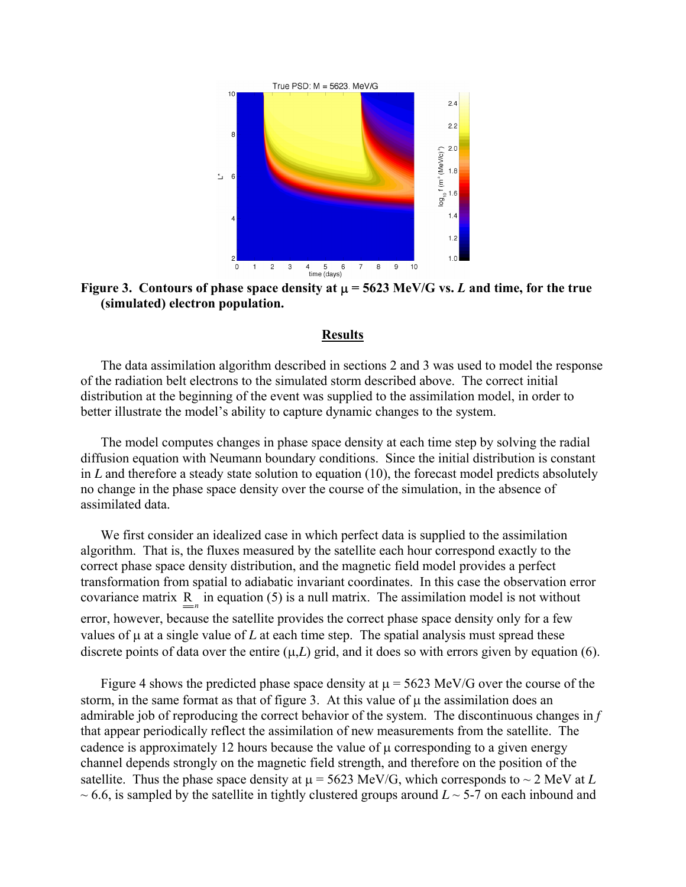**Figure 3. Contours of phase space density at $\mu$ = 5623 MeV/G vs. $L$ and time, for the true (simulated) electron population.**

## Results

The data assimilation algorithm described in sections 2 and 3 was used to model the response of the radiation belt electrons to the simulated storm described above. The correct initial distribution at the beginning of the event was supplied to the assimilation model, in order to better illustrate the model's ability to capture dynamic changes to the system.

The model computes changes in phase space density at each time step by solving the radial diffusion equation with Neumann boundary conditions. Since the initial distribution is constant in $L$ and therefore a steady state solution to equation (10), the forecast model predicts absolutely no change in the phase space density over the course of the simulation, in the absence of assimilated data.

We first consider an idealized case in which perfect data is supplied to the assimilation algorithm. That is, the fluxes measured by the satellite each hour correspond exactly to the correct phase space density distribution, and the magnetic field model provides a perfect transformation from spatial to adiabatic invariant coordinates. In this case the observation error covariance matrix $\underline{\underline{R}}_n$ in equation (5) is a null matrix. The assimilation model is not without error, however, because the satellite provides the correct phase space density only for a few values of $\mu$ at a single value of $L$ at each time step. The spatial analysis must spread these discrete points of data over the entire ($\mu$,$L$) grid, and it does so with errors given by equation (6).

Figure 4 shows the predicted phase space density at $\mu$ = 5623 MeV/G over the course of the storm, in the same format as that of figure 3. At this value of $\mu$ the assimilation does an admirable job of reproducing the correct behavior of the system. The discontinuous changes in $f$ that appear periodically reflect the assimilation of new measurements from the satellite. The cadence is approximately 12 hours because the value of $\mu$ corresponding to a given energy channel depends strongly on the magnetic field strength, and therefore on the position of the satellite. Thus the phase space density at $\mu$ = 5623 MeV/G, which corresponds to ~ 2 MeV at $L$ ~ 6.6, is sampled by the satellite in tightly clustered groups around $L$ ~ 5-7 on each inbound and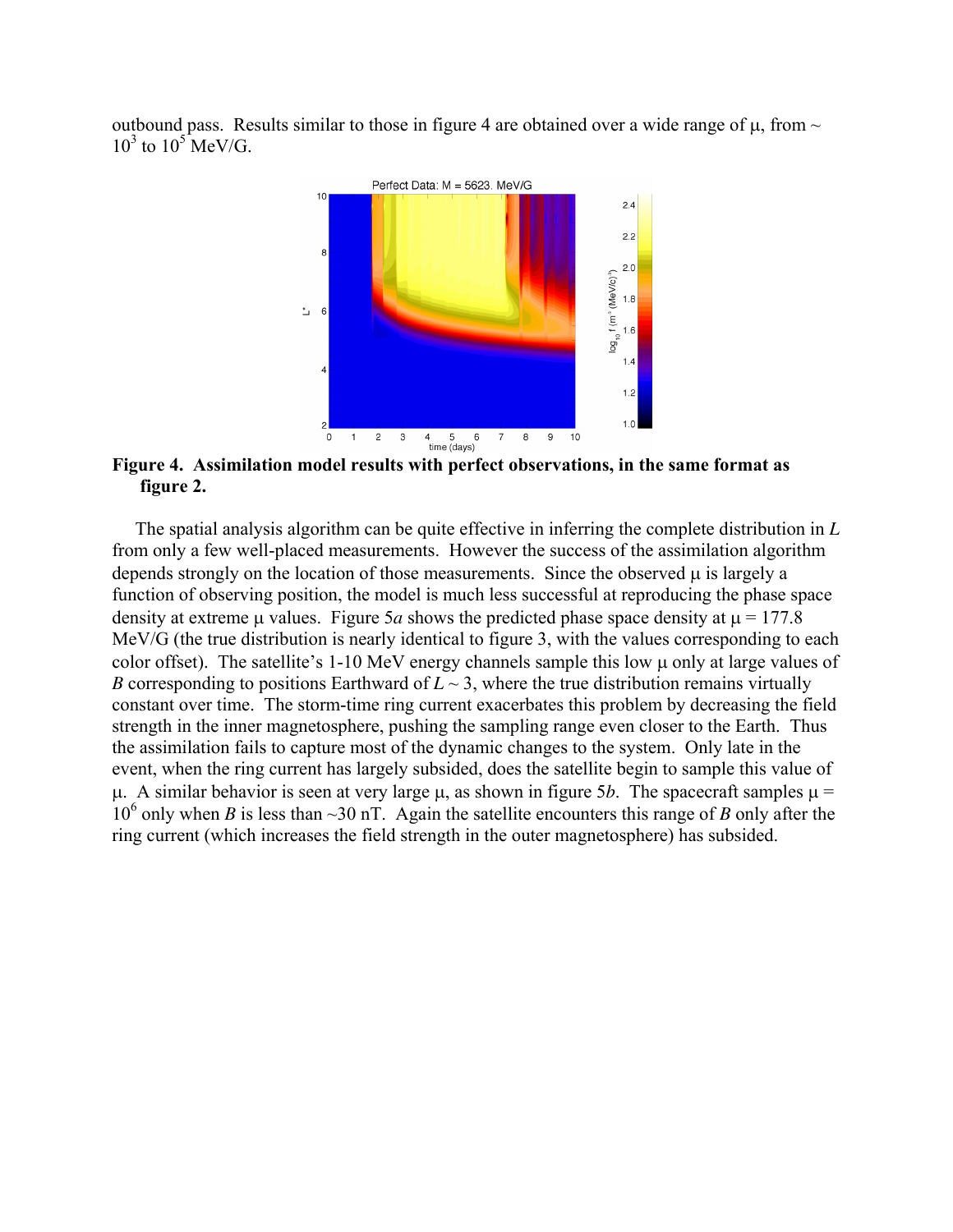outbound pass. Results similar to those in figure 4 are obtained over a wide range of μ, from ~ $10^3$ to $10^5$ MeV/G.

**Figure 4. Assimilation model results with perfect observations, in the same format as figure 2.**

The spatial analysis algorithm can be quite effective in inferring the complete distribution in *L* from only a few well-placed measurements. However the success of the assimilation algorithm depends strongly on the location of those measurements. Since the observed μ is largely a function of observing position, the model is much less successful at reproducing the phase space density at extreme μ values. Figure 5*a* shows the predicted phase space density at μ = 177.8 MeV/G (the true distribution is nearly identical to figure 3, with the values corresponding to each color offset). The satellite's 1-10 MeV energy channels sample this low μ only at large values of *B* corresponding to positions Earthward of *L* ~ 3, where the true distribution remains virtually constant over time. The storm-time ring current exacerbates this problem by decreasing the field strength in the inner magnetosphere, pushing the sampling range even closer to the Earth. Thus the assimilation fails to capture most of the dynamic changes to the system. Only late in the event, when the ring current has largely subsided, does the satellite begin to sample this value of μ. A similar behavior is seen at very large μ, as shown in figure 5*b*. The spacecraft samples μ = $10^6$ only when *B* is less than ~30 nT. Again the satellite encounters this range of *B* only after the ring current (which increases the field strength in the outer magnetosphere) has subsided.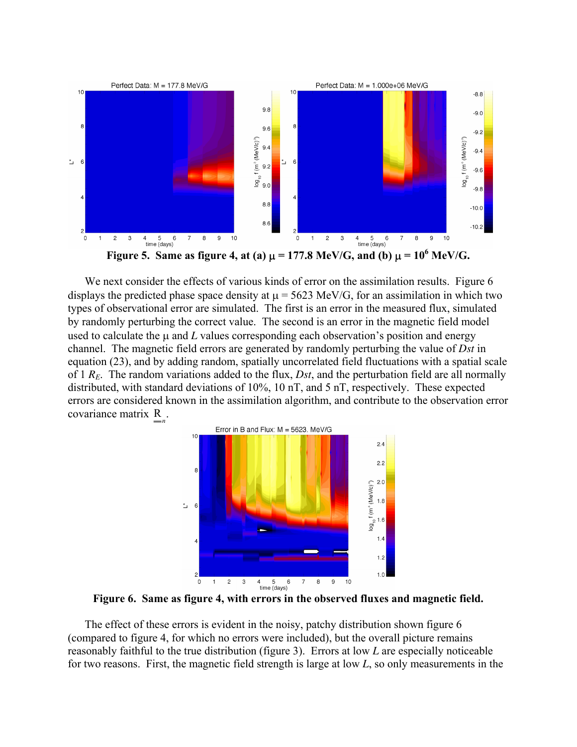**Figure 5. Same as figure 4, at (a) $\mu$ = 177.8 MeV/G, and (b) $\mu = 10^6$ MeV/G.**

We next consider the effects of various kinds of error on the assimilation results. Figure 6 displays the predicted phase space density at $\mu$ = 5623 MeV/G, for an assimilation in which two types of observational error are simulated. The first is an error in the measured flux, simulated by randomly perturbing the correct value. The second is an error in the magnetic field model used to calculate the $\mu$ and $L$ values corresponding each observation's position and energy channel. The magnetic field errors are generated by randomly perturbing the value of *Dst* in equation (23), and by adding random, spatially uncorrelated field fluctuations with a spatial scale of 1 $R_E$. The random variations added to the flux, *Dst*, and the perturbation field are all normally distributed, with standard deviations of 10%, 10 nT, and 5 nT, respectively. These expected errors are considered known in the assimilation algorithm, and contribute to the observation error covariance matrix $\underline{\underline{R}}_n$.

**Figure 6. Same as figure 4, with errors in the observed fluxes and magnetic field.**

The effect of these errors is evident in the noisy, patchy distribution shown figure 6 (compared to figure 4, for which no errors were included), but the overall picture remains reasonably faithful to the true distribution (figure 3). Errors at low $L$ are especially noticeable for two reasons. First, the magnetic field strength is large at low $L$, so only measurements in the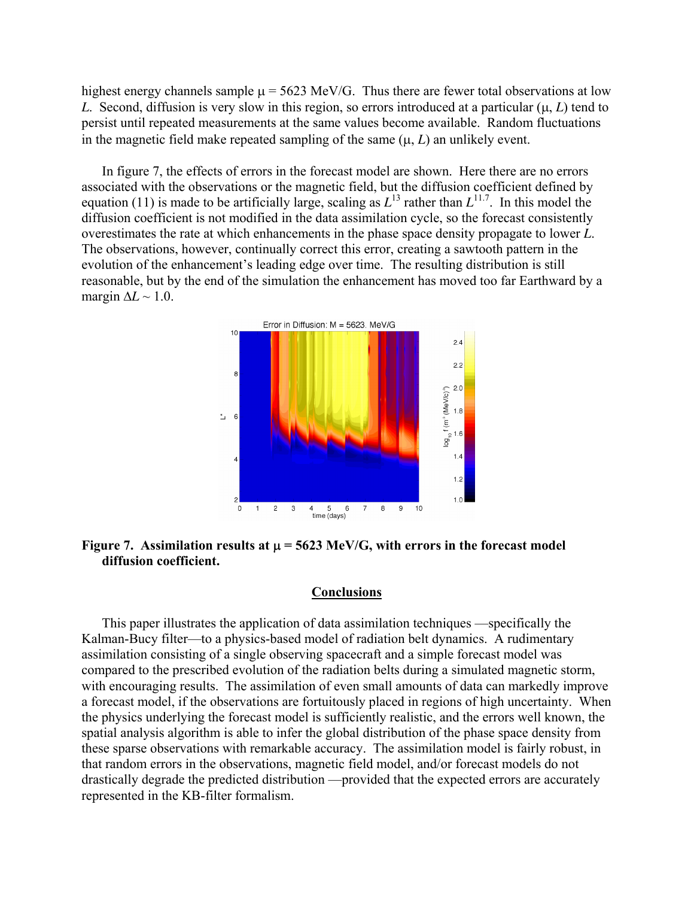highest energy channels sample $\mu = 5623$ MeV/G. Thus there are fewer total observations at low $L$. Second, diffusion is very slow in this region, so errors introduced at a particular ($\mu$, $L$) tend to persist until repeated measurements at the same values become available. Random fluctuations in the magnetic field make repeated sampling of the same ($\mu$, $L$) an unlikely event.

In figure 7, the effects of errors in the forecast model are shown. Here there are no errors associated with the observations or the magnetic field, but the diffusion coefficient defined by equation (11) is made to be artificially large, scaling as $L^{13}$ rather than $L^{11.7}$. In this model the diffusion coefficient is not modified in the data assimilation cycle, so the forecast consistently overestimates the rate at which enhancements in the phase space density propagate to lower $L$. The observations, however, continually correct this error, creating a sawtooth pattern in the evolution of the enhancement's leading edge over time. The resulting distribution is still reasonable, but by the end of the simulation the enhancement has moved too far Earthward by a margin $\Delta L \sim 1.0$.

**Figure 7. Assimilation results at $\mu = 5623$ MeV/G, with errors in the forecast model diffusion coefficient.**

## Conclusions

This paper illustrates the application of data assimilation techniques —specifically the Kalman-Bucy filter—to a physics-based model of radiation belt dynamics. A rudimentary assimilation consisting of a single observing spacecraft and a simple forecast model was compared to the prescribed evolution of the radiation belts during a simulated magnetic storm, with encouraging results. The assimilation of even small amounts of data can markedly improve a forecast model, if the observations are fortuitously placed in regions of high uncertainty. When the physics underlying the forecast model is sufficiently realistic, and the errors well known, the spatial analysis algorithm is able to infer the global distribution of the phase space density from these sparse observations with remarkable accuracy. The assimilation model is fairly robust, in that random errors in the observations, magnetic field model, and/or forecast models do not drastically degrade the predicted distribution —provided that the expected errors are accurately represented in the KB-filter formalism.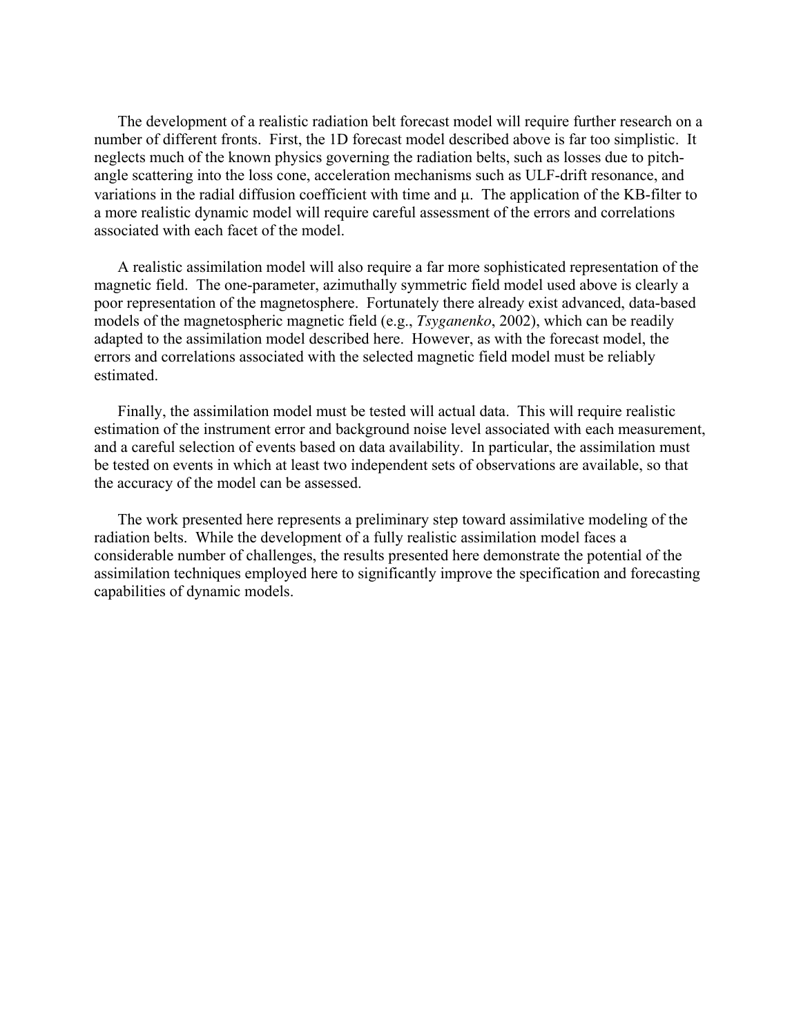The development of a realistic radiation belt forecast model will require further research on a number of different fronts. First, the 1D forecast model described above is far too simplistic. It neglects much of the known physics governing the radiation belts, such as losses due to pitch-angle scattering into the loss cone, acceleration mechanisms such as ULF-drift resonance, and variations in the radial diffusion coefficient with time and $\mu$. The application of the KB-filter to a more realistic dynamic model will require careful assessment of the errors and correlations associated with each facet of the model.

A realistic assimilation model will also require a far more sophisticated representation of the magnetic field. The one-parameter, azimuthally symmetric field model used above is clearly a poor representation of the magnetosphere. Fortunately there already exist advanced, data-based models of the magnetospheric magnetic field (e.g., *Tsyganenko*, 2002), which can be readily adapted to the assimilation model described here. However, as with the forecast model, the errors and correlations associated with the selected magnetic field model must be reliably estimated.

Finally, the assimilation model must be tested will actual data. This will require realistic estimation of the instrument error and background noise level associated with each measurement, and a careful selection of events based on data availability. In particular, the assimilation must be tested on events in which at least two independent sets of observations are available, so that the accuracy of the model can be assessed.

The work presented here represents a preliminary step toward assimilative modeling of the radiation belts. While the development of a fully realistic assimilation model faces a considerable number of challenges, the results presented here demonstrate the potential of the assimilation techniques employed here to significantly improve the specification and forecasting capabilities of dynamic models.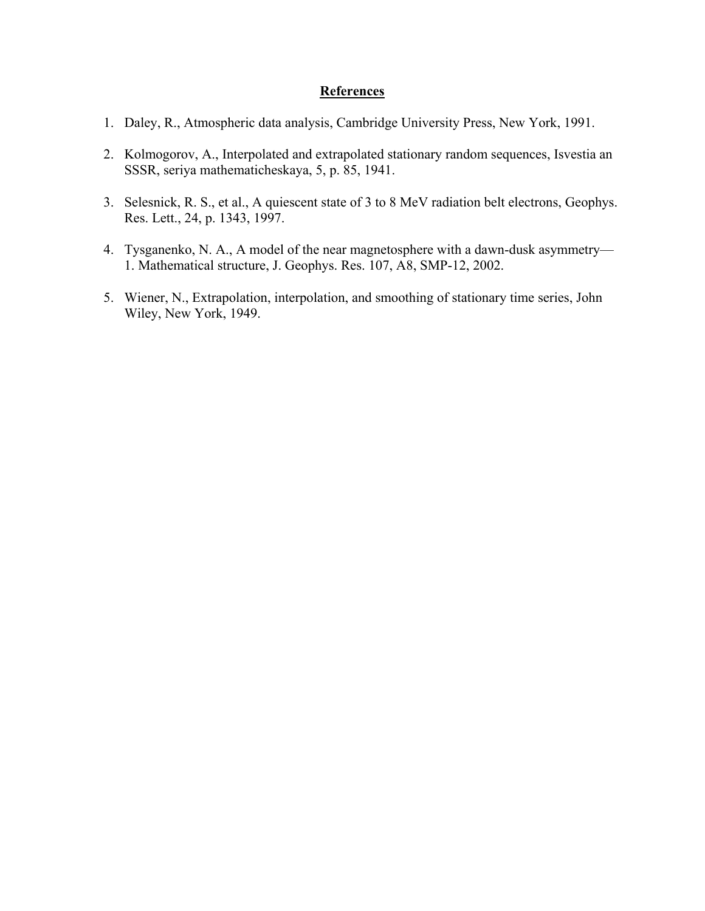## References

1. Daley, R., Atmospheric data analysis, Cambridge University Press, New York, 1991.

2. Kolmogorov, A., Interpolated and extrapolated stationary random sequences, Isvestia an SSSR, seriya mathematicheskaya, 5, p. 85, 1941.

3. Selesnick, R. S., et al., A quiescent state of 3 to 8 MeV radiation belt electrons, Geophys. Res. Lett., 24, p. 1343, 1997.

4. Tysganenko, N. A., A model of the near magnetosphere with a dawn-dusk asymmetry—1. Mathematical structure, J. Geophys. Res. 107, A8, SMP-12, 2002.

5. Wiener, N., Extrapolation, interpolation, and smoothing of stationary time series, John Wiley, New York, 1949.